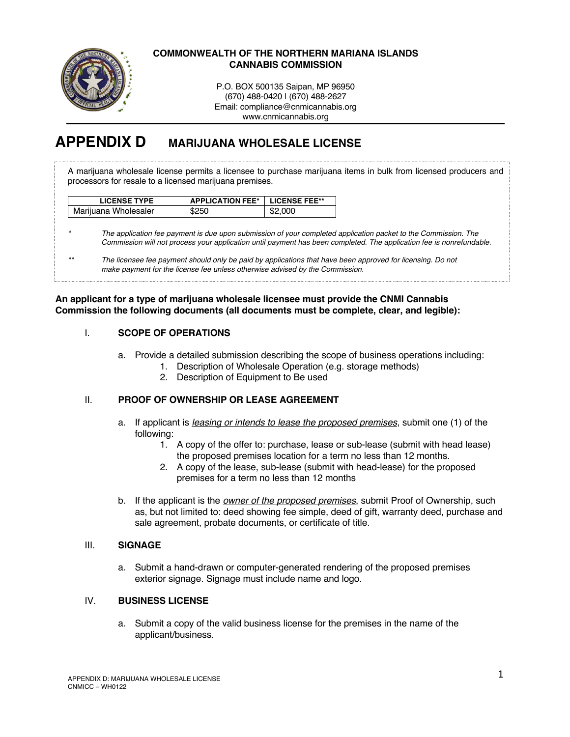**COMMONWEALTH OF THE NORTHERN MARIANA ISLANDS**
**CANNABIS COMMISSION**

P.O. BOX 500135 Saipan, MP 96950
(670) 488-0420 | (670) 488-2627
Email: compliance@cnmicannabis.org
www.cnmicannabis.org

# APPENDIX D MARIJUANA WHOLESALE LICENSE

A marijuana wholesale license permits a licensee to purchase marijuana items in bulk from licensed producers and processors for resale to a licensed marijuana premises.

| LICENSE TYPE | APPLICATION FEE* | LICENSE FEE** |
|---|---|---|
| Marijuana Wholesaler | $250 | $2,000 |

\* *The application fee payment is due upon submission of your completed application packet to the Commission. The Commission will not process your application until payment has been completed. The application fee is nonrefundable.*

\** *The licensee fee payment should only be paid by applications that have been approved for licensing. Do not make payment for the license fee unless otherwise advised by the Commission.*

**An applicant for a type of marijuana wholesale licensee must provide the CNMI Cannabis Commission the following documents (all documents must be complete, clear, and legible):**

## I. SCOPE OF OPERATIONS

a. Provide a detailed submission describing the scope of business operations including:
   1. Description of Wholesale Operation (e.g. storage methods)
   2. Description of Equipment to Be used

## II. PROOF OF OWNERSHIP OR LEASE AGREEMENT

a. If applicant is _leasing or intends to lease the proposed premises_, submit one (1) of the following:
   1. A copy of the offer to: purchase, lease or sub-lease (submit with head lease) the proposed premises location for a term no less than 12 months.
   2. A copy of the lease, sub-lease (submit with head-lease) for the proposed premises for a term no less than 12 months

b. If the applicant is the _owner of the proposed premises_, submit Proof of Ownership, such as, but not limited to: deed showing fee simple, deed of gift, warranty deed, purchase and sale agreement, probate documents, or certificate of title.

## III. SIGNAGE

a. Submit a hand-drawn or computer-generated rendering of the proposed premises exterior signage. Signage must include name and logo.

## IV. BUSINESS LICENSE

a. Submit a copy of the valid business license for the premises in the name of the applicant/business.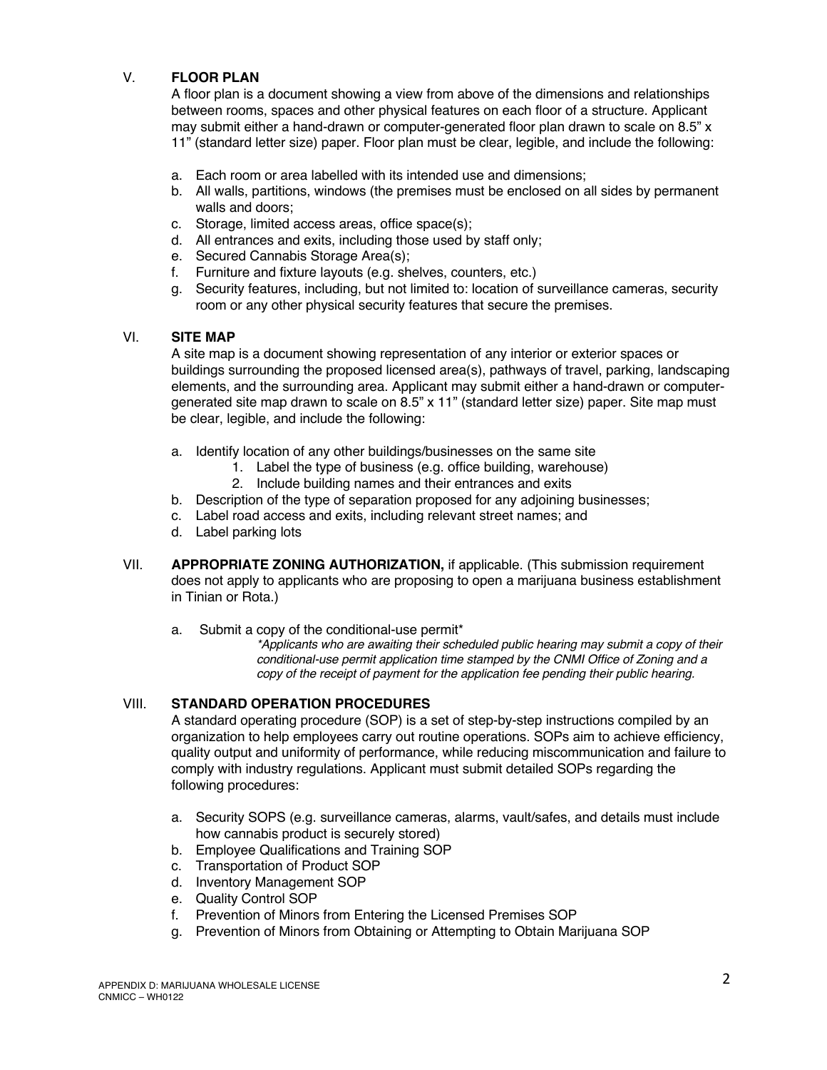## V. FLOOR PLAN

A floor plan is a document showing a view from above of the dimensions and relationships between rooms, spaces and other physical features on each floor of a structure. Applicant may submit either a hand-drawn or computer-generated floor plan drawn to scale on 8.5" x 11" (standard letter size) paper. Floor plan must be clear, legible, and include the following:

a. Each room or area labelled with its intended use and dimensions;
b. All walls, partitions, windows (the premises must be enclosed on all sides by permanent walls and doors;
c. Storage, limited access areas, office space(s);
d. All entrances and exits, including those used by staff only;
e. Secured Cannabis Storage Area(s);
f. Furniture and fixture layouts (e.g. shelves, counters, etc.)
g. Security features, including, but not limited to: location of surveillance cameras, security room or any other physical security features that secure the premises.

## VI. SITE MAP

A site map is a document showing representation of any interior or exterior spaces or buildings surrounding the proposed licensed area(s), pathways of travel, parking, landscaping elements, and the surrounding area. Applicant may submit either a hand-drawn or computer-generated site map drawn to scale on 8.5" x 11" (standard letter size) paper. Site map must be clear, legible, and include the following:

a. Identify location of any other buildings/businesses on the same site
   1. Label the type of business (e.g. office building, warehouse)
   2. Include building names and their entrances and exits
b. Description of the type of separation proposed for any adjoining businesses;
c. Label road access and exits, including relevant street names; and
d. Label parking lots

## VII. APPROPRIATE ZONING AUTHORIZATION, if applicable. (This submission requirement does not apply to applicants who are proposing to open a marijuana business establishment in Tinian or Rota.)

a. Submit a copy of the conditional-use permit*

*\*Applicants who are awaiting their scheduled public hearing may submit a copy of their conditional-use permit application time stamped by the CNMI Office of Zoning and a copy of the receipt of payment for the application fee pending their public hearing.*

## VIII. STANDARD OPERATION PROCEDURES

A standard operating procedure (SOP) is a set of step-by-step instructions compiled by an organization to help employees carry out routine operations. SOPs aim to achieve efficiency, quality output and uniformity of performance, while reducing miscommunication and failure to comply with industry regulations. Applicant must submit detailed SOPs regarding the following procedures:

a. Security SOPS (e.g. surveillance cameras, alarms, vault/safes, and details must include how cannabis product is securely stored)
b. Employee Qualifications and Training SOP
c. Transportation of Product SOP
d. Inventory Management SOP
e. Quality Control SOP
f. Prevention of Minors from Entering the Licensed Premises SOP
g. Prevention of Minors from Obtaining or Attempting to Obtain Marijuana SOP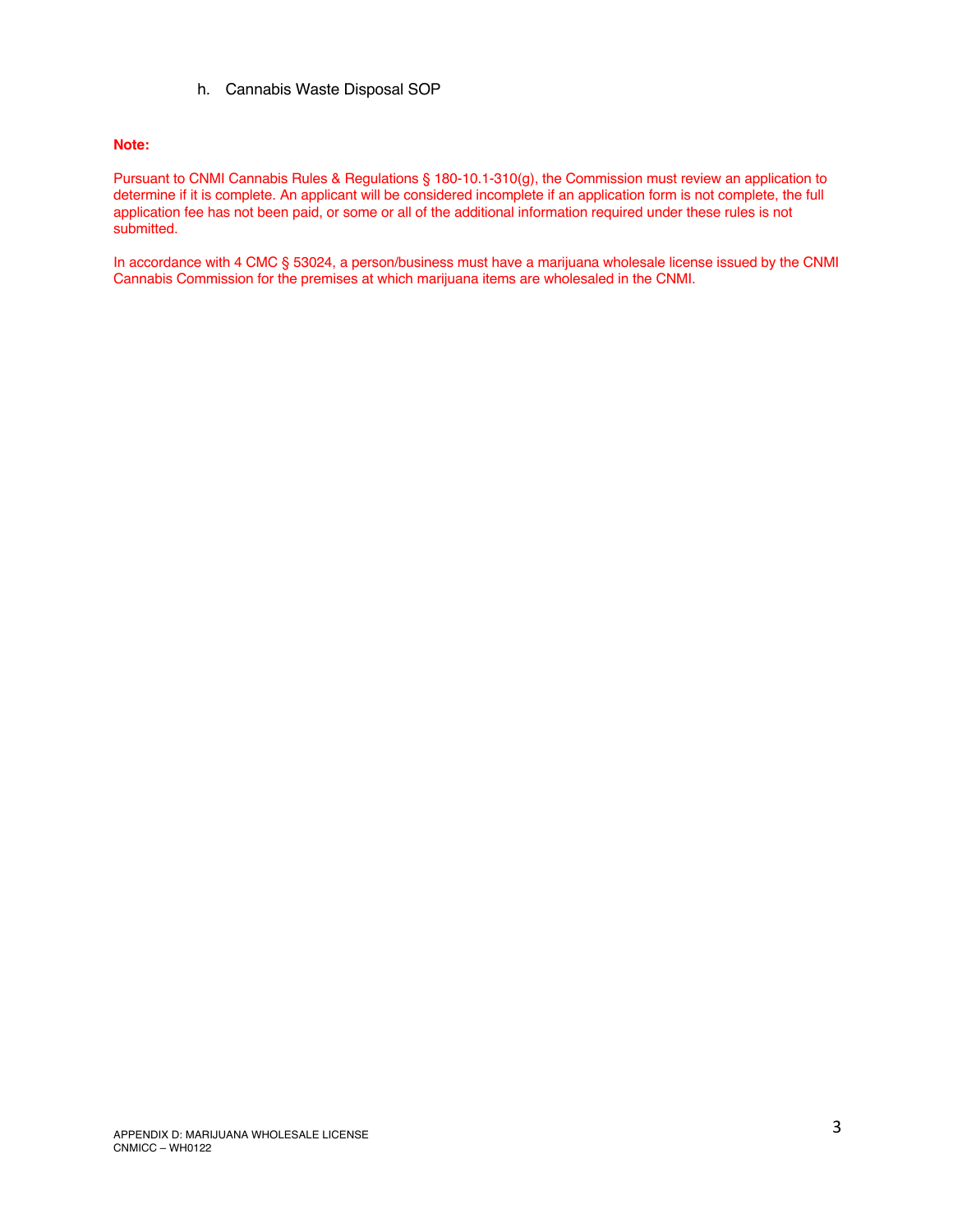h. Cannabis Waste Disposal SOP

**Note:**

Pursuant to CNMI Cannabis Rules & Regulations § 180-10.1-310(g), the Commission must review an application to determine if it is complete. An applicant will be considered incomplete if an application form is not complete, the full application fee has not been paid, or some or all of the additional information required under these rules is not submitted.

In accordance with 4 CMC § 53024, a person/business must have a marijuana wholesale license issued by the CNMI Cannabis Commission for the premises at which marijuana items are wholesaled in the CNMI.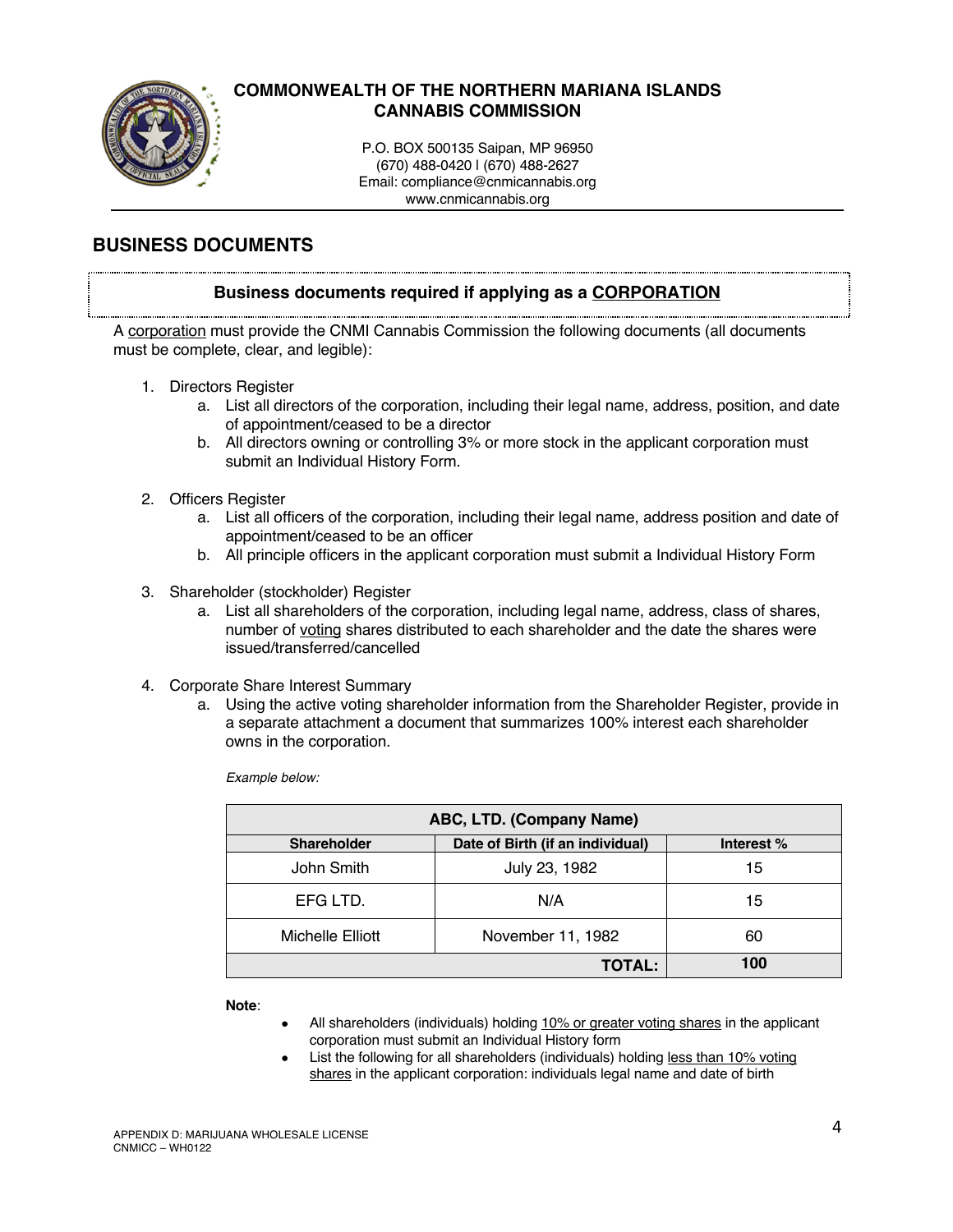# COMMONWEALTH OF THE NORTHERN MARIANA ISLANDS CANNABIS COMMISSION

P.O. BOX 500135 Saipan, MP 96950
(670) 488-0420 l (670) 488-2627
Email: compliance@cnmicannabis.org
www.cnmicannabis.org

## BUSINESS DOCUMENTS

### Business documents required if applying as a CORPORATION

A corporation must provide the CNMI Cannabis Commission the following documents (all documents must be complete, clear, and legible):

1. Directors Register
   a. List all directors of the corporation, including their legal name, address, position, and date of appointment/ceased to be a director
   b. All directors owning or controlling 3% or more stock in the applicant corporation must submit an Individual History Form.

2. Officers Register
   a. List all officers of the corporation, including their legal name, address position and date of appointment/ceased to be an officer
   b. All principle officers in the applicant corporation must submit a Individual History Form

3. Shareholder (stockholder) Register
   a. List all shareholders of the corporation, including legal name, address, class of shares, number of voting shares distributed to each shareholder and the date the shares were issued/transferred/cancelled

4. Corporate Share Interest Summary
   a. Using the active voting shareholder information from the Shareholder Register, provide in a separate attachment a document that summarizes 100% interest each shareholder owns in the corporation.

*Example below:*

| ABC, LTD. (Company Name) | | |
|---|---|---|
| **Shareholder** | **Date of Birth (if an individual)** | **Interest %** |
| John Smith | July 23, 1982 | 15 |
| EFG LTD. | N/A | 15 |
| Michelle Elliott | November 11, 1982 | 60 |
| | **TOTAL:** | **100** |

**Note**:

- All shareholders (individuals) holding 10% or greater voting shares in the applicant corporation must submit an Individual History form
- List the following for all shareholders (individuals) holding less than 10% voting shares in the applicant corporation: individuals legal name and date of birth

APPENDIX D: MARIJUANA WHOLESALE LICENSE
CNMICC – WH0122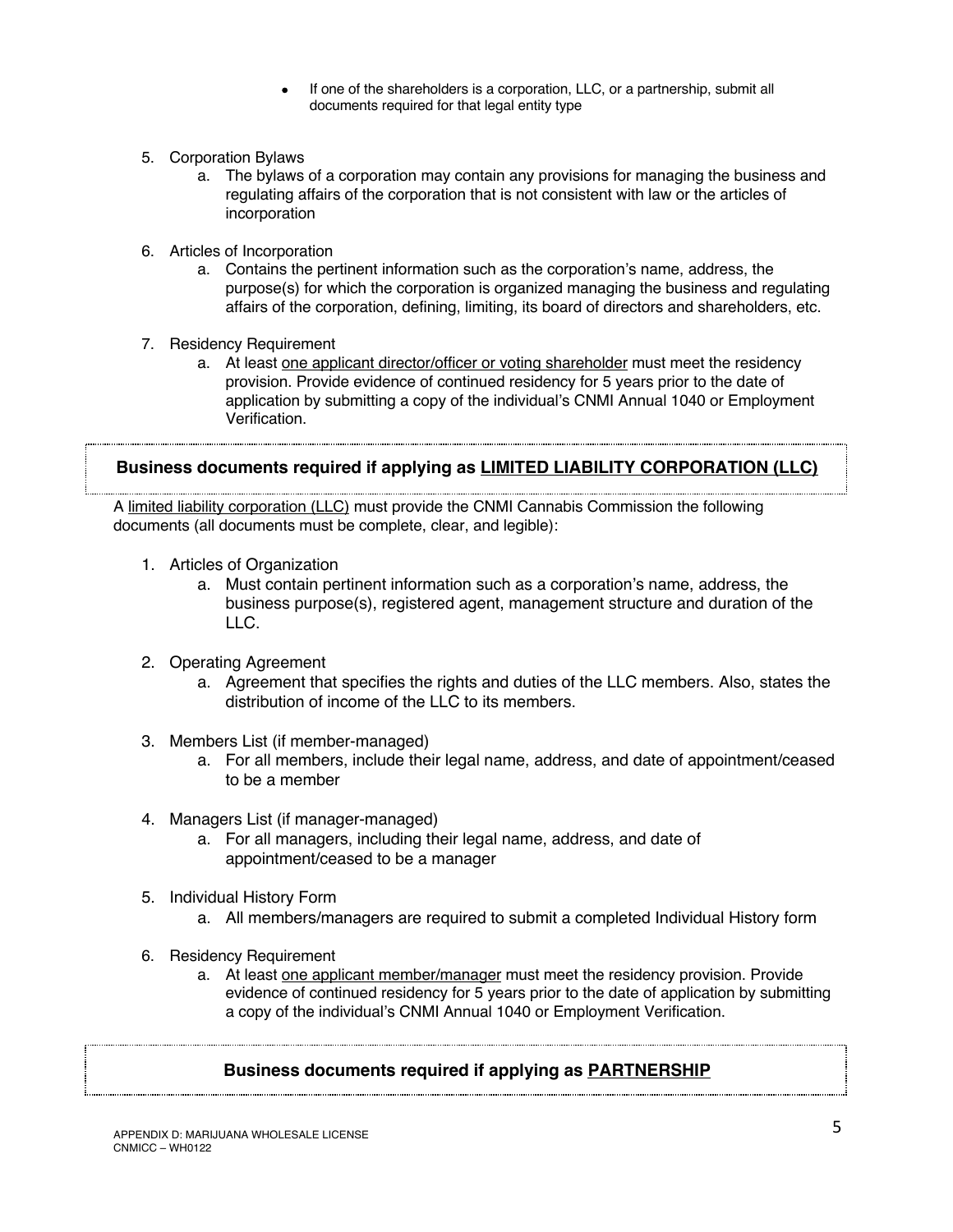- If one of the shareholders is a corporation, LLC, or a partnership, submit all documents required for that legal entity type

5. Corporation Bylaws
    a. The bylaws of a corporation may contain any provisions for managing the business and regulating affairs of the corporation that is not consistent with law or the articles of incorporation

6. Articles of Incorporation
    a. Contains the pertinent information such as the corporation's name, address, the purpose(s) for which the corporation is organized managing the business and regulating affairs of the corporation, defining, limiting, its board of directors and shareholders, etc.

7. Residency Requirement
    a. At least one applicant director/officer or voting shareholder must meet the residency provision. Provide evidence of continued residency for 5 years prior to the date of application by submitting a copy of the individual's CNMI Annual 1040 or Employment Verification.

## Business documents required if applying as LIMITED LIABILITY CORPORATION (LLC)

A limited liability corporation (LLC) must provide the CNMI Cannabis Commission the following documents (all documents must be complete, clear, and legible):

1. Articles of Organization
    a. Must contain pertinent information such as a corporation's name, address, the business purpose(s), registered agent, management structure and duration of the LLC.

2. Operating Agreement
    a. Agreement that specifies the rights and duties of the LLC members. Also, states the distribution of income of the LLC to its members.

3. Members List (if member-managed)
    a. For all members, include their legal name, address, and date of appointment/ceased to be a member

4. Managers List (if manager-managed)
    a. For all managers, including their legal name, address, and date of appointment/ceased to be a manager

5. Individual History Form
    a. All members/managers are required to submit a completed Individual History form

6. Residency Requirement
    a. At least one applicant member/manager must meet the residency provision. Provide evidence of continued residency for 5 years prior to the date of application by submitting a copy of the individual's CNMI Annual 1040 or Employment Verification.

## Business documents required if applying as PARTNERSHIP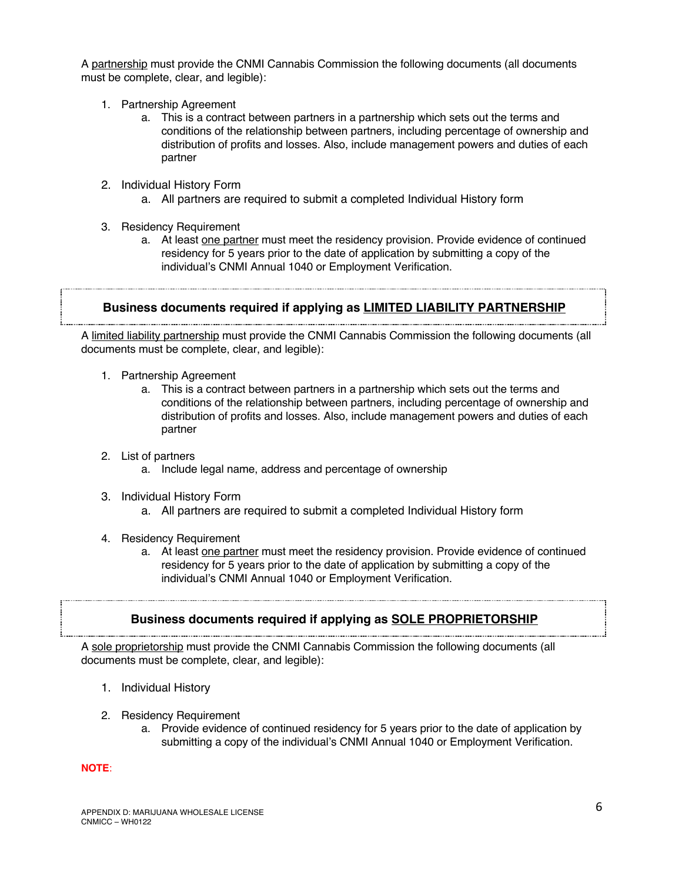A partnership must provide the CNMI Cannabis Commission the following documents (all documents must be complete, clear, and legible):

1. Partnership Agreement
   a. This is a contract between partners in a partnership which sets out the terms and conditions of the relationship between partners, including percentage of ownership and distribution of profits and losses. Also, include management powers and duties of each partner

2. Individual History Form
   a. All partners are required to submit a completed Individual History form

3. Residency Requirement
   a. At least one partner must meet the residency provision. Provide evidence of continued residency for 5 years prior to the date of application by submitting a copy of the individual's CNMI Annual 1040 or Employment Verification.

### Business documents required if applying as LIMITED LIABILITY PARTNERSHIP

A limited liability partnership must provide the CNMI Cannabis Commission the following documents (all documents must be complete, clear, and legible):

1. Partnership Agreement
   a. This is a contract between partners in a partnership which sets out the terms and conditions of the relationship between partners, including percentage of ownership and distribution of profits and losses. Also, include management powers and duties of each partner

2. List of partners
   a. Include legal name, address and percentage of ownership

3. Individual History Form
   a. All partners are required to submit a completed Individual History form

4. Residency Requirement
   a. At least one partner must meet the residency provision. Provide evidence of continued residency for 5 years prior to the date of application by submitting a copy of the individual's CNMI Annual 1040 or Employment Verification.

### Business documents required if applying as SOLE PROPRIETORSHIP

A sole proprietorship must provide the CNMI Cannabis Commission the following documents (all documents must be complete, clear, and legible):

1. Individual History

2. Residency Requirement
   a. Provide evidence of continued residency for 5 years prior to the date of application by submitting a copy of the individual's CNMI Annual 1040 or Employment Verification.

**NOTE:**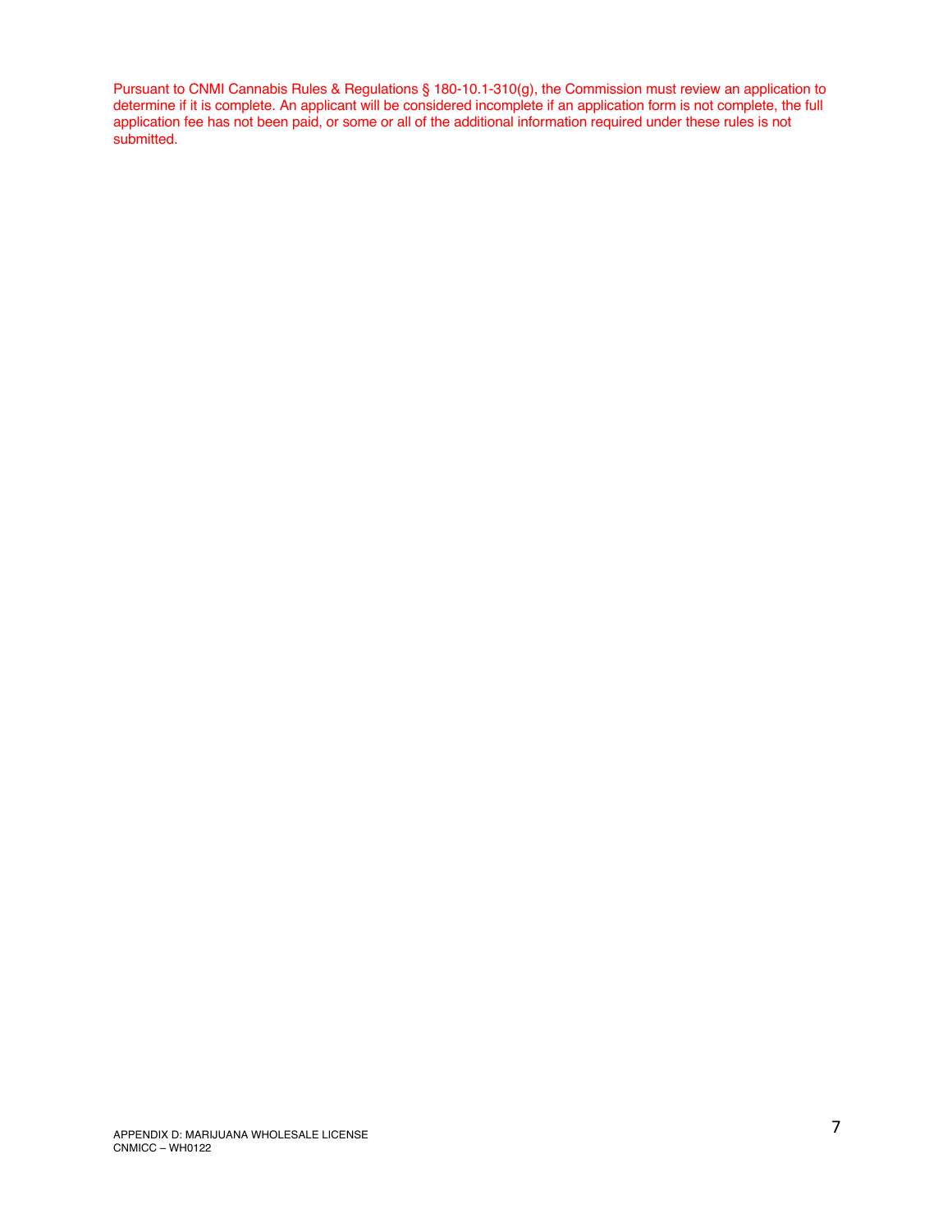Pursuant to CNMI Cannabis Rules & Regulations § 180-10.1-310(g), the Commission must review an application to determine if it is complete. An applicant will be considered incomplete if an application form is not complete, the full application fee has not been paid, or some or all of the additional information required under these rules is not submitted.